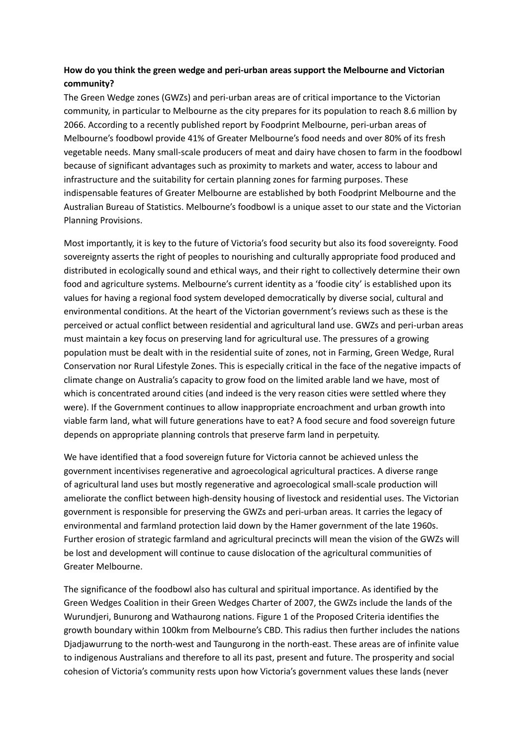**How do you think the green wedge and peri-urban areas support the Melbourne and Victorian community?**

The Green Wedge zones (GWZs) and peri-urban areas are of critical importance to the Victorian community, in particular to Melbourne as the city prepares for its population to reach 8.6 million by 2066. According to a recently published report by Foodprint Melbourne, peri-urban areas of Melbourne's foodbowl provide 41% of Greater Melbourne's food needs and over 80% of its fresh vegetable needs. Many small-scale producers of meat and dairy have chosen to farm in the foodbowl because of significant advantages such as proximity to markets and water, access to labour and infrastructure and the suitability for certain planning zones for farming purposes. These indispensable features of Greater Melbourne are established by both Foodprint Melbourne and the Australian Bureau of Statistics. Melbourne's foodbowl is a unique asset to our state and the Victorian Planning Provisions.

Most importantly, it is key to the future of Victoria's food security but also its food sovereignty. Food sovereignty asserts the right of peoples to nourishing and culturally appropriate food produced and distributed in ecologically sound and ethical ways, and their right to collectively determine their own food and agriculture systems. Melbourne's current identity as a 'foodie city' is established upon its values for having a regional food system developed democratically by diverse social, cultural and environmental conditions. At the heart of the Victorian government's reviews such as these is the perceived or actual conflict between residential and agricultural land use. GWZs and peri-urban areas must maintain a key focus on preserving land for agricultural use. The pressures of a growing population must be dealt with in the residential suite of zones, not in Farming, Green Wedge, Rural Conservation nor Rural Lifestyle Zones. This is especially critical in the face of the negative impacts of climate change on Australia's capacity to grow food on the limited arable land we have, most of which is concentrated around cities (and indeed is the very reason cities were settled where they were). If the Government continues to allow inappropriate encroachment and urban growth into viable farm land, what will future generations have to eat? A food secure and food sovereign future depends on appropriate planning controls that preserve farm land in perpetuity.

We have identified that a food sovereign future for Victoria cannot be achieved unless the government incentivises regenerative and agroecological agricultural practices. A diverse range of agricultural land uses but mostly regenerative and agroecological small-scale production will ameliorate the conflict between high-density housing of livestock and residential uses. The Victorian government is responsible for preserving the GWZs and peri-urban areas. It carries the legacy of environmental and farmland protection laid down by the Hamer government of the late 1960s. Further erosion of strategic farmland and agricultural precincts will mean the vision of the GWZs will be lost and development will continue to cause dislocation of the agricultural communities of Greater Melbourne.

The significance of the foodbowl also has cultural and spiritual importance. As identified by the Green Wedges Coalition in their Green Wedges Charter of 2007, the GWZs include the lands of the Wurundjeri, Bunurong and Wathaurong nations. Figure 1 of the Proposed Criteria identifies the growth boundary within 100km from Melbourne's CBD. This radius then further includes the nations Djadjawurrung to the north-west and Taungurong in the north-east. These areas are of infinite value to indigenous Australians and therefore to all its past, present and future. The prosperity and social cohesion of Victoria's community rests upon how Victoria's government values these lands (never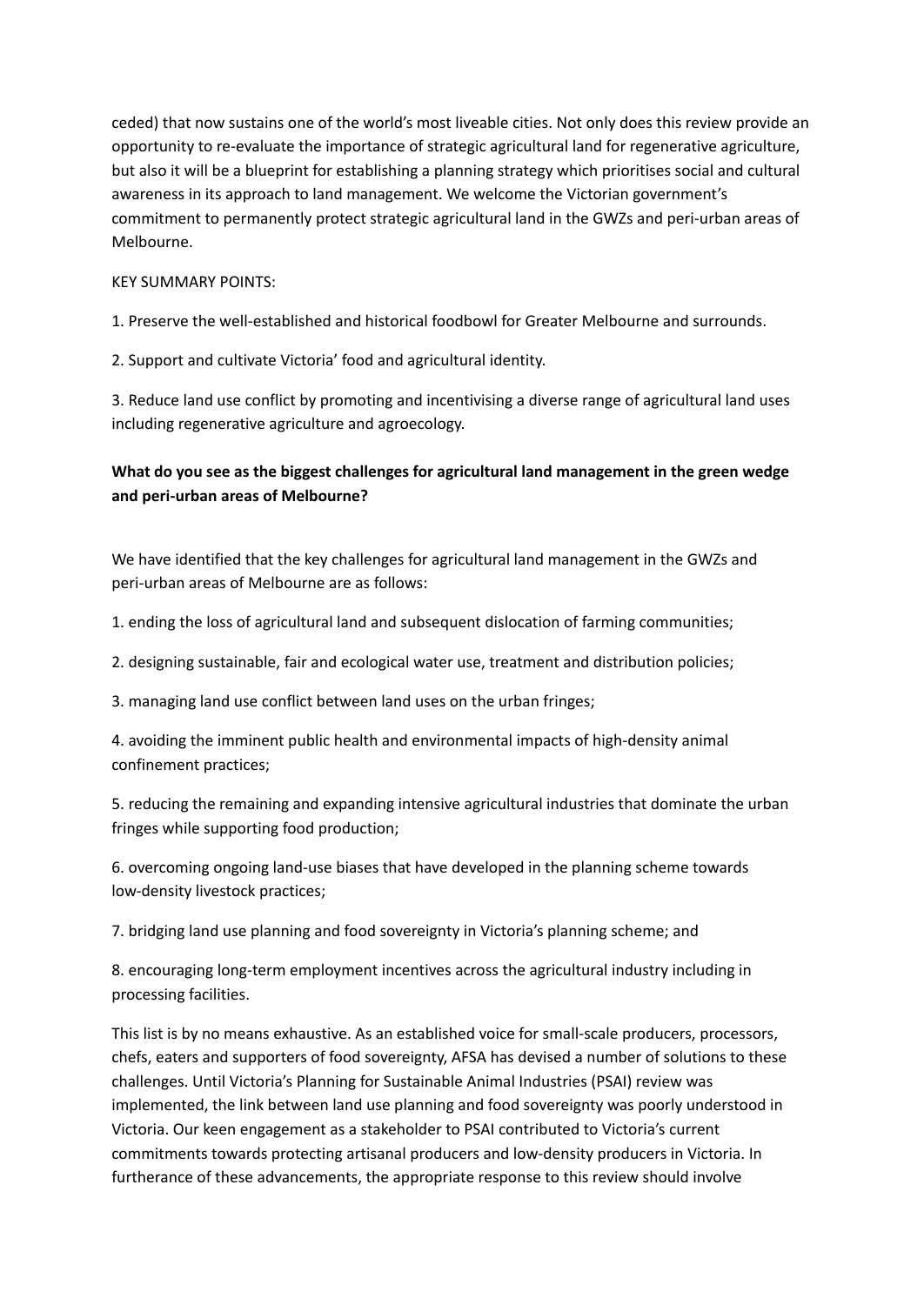ceded) that now sustains one of the world's most liveable cities. Not only does this review provide an opportunity to re-evaluate the importance of strategic agricultural land for regenerative agriculture, but also it will be a blueprint for establishing a planning strategy which prioritises social and cultural awareness in its approach to land management. We welcome the Victorian government's commitment to permanently protect strategic agricultural land in the GWZs and peri-urban areas of Melbourne.

KEY SUMMARY POINTS:

1. Preserve the well-established and historical foodbowl for Greater Melbourne and surrounds.

2. Support and cultivate Victoria' food and agricultural identity.

3. Reduce land use conflict by promoting and incentivising a diverse range of agricultural land uses including regenerative agriculture and agroecology.

**What do you see as the biggest challenges for agricultural land management in the green wedge and peri-urban areas of Melbourne?**

We have identified that the key challenges for agricultural land management in the GWZs and peri-urban areas of Melbourne are as follows:

1. ending the loss of agricultural land and subsequent dislocation of farming communities;

2. designing sustainable, fair and ecological water use, treatment and distribution policies;

3. managing land use conflict between land uses on the urban fringes;

4. avoiding the imminent public health and environmental impacts of high-density animal confinement practices;

5. reducing the remaining and expanding intensive agricultural industries that dominate the urban fringes while supporting food production;

6. overcoming ongoing land-use biases that have developed in the planning scheme towards low-density livestock practices;

7. bridging land use planning and food sovereignty in Victoria's planning scheme; and

8. encouraging long-term employment incentives across the agricultural industry including in processing facilities.

This list is by no means exhaustive. As an established voice for small-scale producers, processors, chefs, eaters and supporters of food sovereignty, AFSA has devised a number of solutions to these challenges. Until Victoria's Planning for Sustainable Animal Industries (PSAI) review was implemented, the link between land use planning and food sovereignty was poorly understood in Victoria. Our keen engagement as a stakeholder to PSAI contributed to Victoria's current commitments towards protecting artisanal producers and low-density producers in Victoria. In furtherance of these advancements, the appropriate response to this review should involve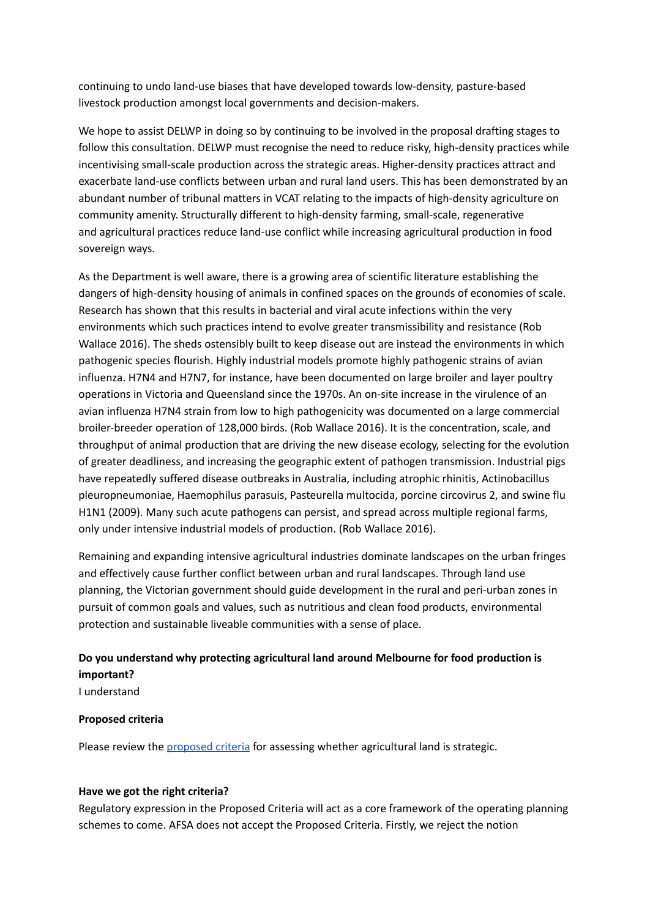continuing to undo land-use biases that have developed towards low-density, pasture-based livestock production amongst local governments and decision-makers.

We hope to assist DELWP in doing so by continuing to be involved in the proposal drafting stages to follow this consultation. DELWP must recognise the need to reduce risky, high-density practices while incentivising small-scale production across the strategic areas. Higher-density practices attract and exacerbate land-use conflicts between urban and rural land users. This has been demonstrated by an abundant number of tribunal matters in VCAT relating to the impacts of high-density agriculture on community amenity. Structurally different to high-density farming, small-scale, regenerative and agricultural practices reduce land-use conflict while increasing agricultural production in food sovereign ways.

As the Department is well aware, there is a growing area of scientific literature establishing the dangers of high-density housing of animals in confined spaces on the grounds of economies of scale. Research has shown that this results in bacterial and viral acute infections within the very environments which such practices intend to evolve greater transmissibility and resistance (Rob Wallace 2016). The sheds ostensibly built to keep disease out are instead the environments in which pathogenic species flourish. Highly industrial models promote highly pathogenic strains of avian influenza. H7N4 and H7N7, for instance, have been documented on large broiler and layer poultry operations in Victoria and Queensland since the 1970s. An on-site increase in the virulence of an avian influenza H7N4 strain from low to high pathogenicity was documented on a large commercial broiler-breeder operation of 128,000 birds. (Rob Wallace 2016). It is the concentration, scale, and throughput of animal production that are driving the new disease ecology, selecting for the evolution of greater deadliness, and increasing the geographic extent of pathogen transmission. Industrial pigs have repeatedly suffered disease outbreaks in Australia, including atrophic rhinitis, Actinobacillus pleuropneumoniae, Haemophilus parasuis, Pasteurella multocida, porcine circovirus 2, and swine flu H1N1 (2009). Many such acute pathogens can persist, and spread across multiple regional farms, only under intensive industrial models of production. (Rob Wallace 2016).

Remaining and expanding intensive agricultural industries dominate landscapes on the urban fringes and effectively cause further conflict between urban and rural landscapes. Through land use planning, the Victorian government should guide development in the rural and peri-urban zones in pursuit of common goals and values, such as nutritious and clean food products, environmental protection and sustainable liveable communities with a sense of place.

**Do you understand why protecting agricultural land around Melbourne for food production is important?**
I understand

**Proposed criteria**

Please review the [proposed criteria] for assessing whether agricultural land is strategic.

**Have we got the right criteria?**
Regulatory expression in the Proposed Criteria will act as a core framework of the operating planning schemes to come. AFSA does not accept the Proposed Criteria. Firstly, we reject the notion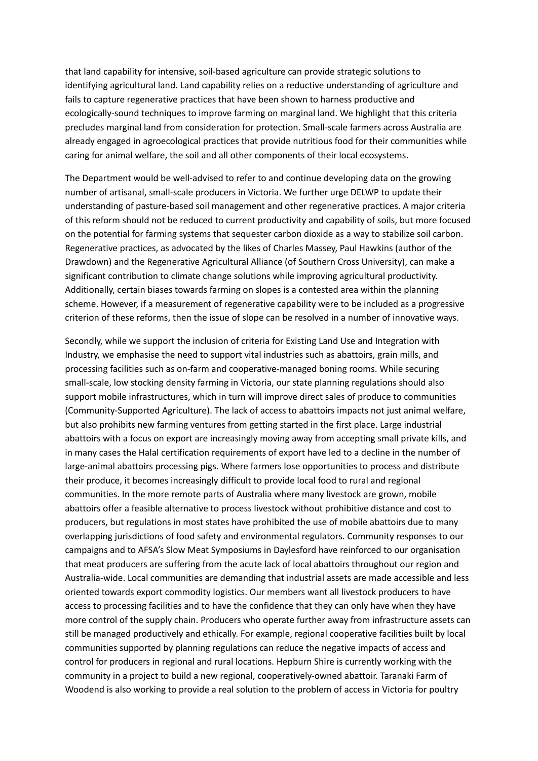that land capability for intensive, soil-based agriculture can provide strategic solutions to identifying agricultural land. Land capability relies on a reductive understanding of agriculture and fails to capture regenerative practices that have been shown to harness productive and ecologically-sound techniques to improve farming on marginal land. We highlight that this criteria precludes marginal land from consideration for protection. Small-scale farmers across Australia are already engaged in agroecological practices that provide nutritious food for their communities while caring for animal welfare, the soil and all other components of their local ecosystems.

The Department would be well-advised to refer to and continue developing data on the growing number of artisanal, small-scale producers in Victoria. We further urge DELWP to update their understanding of pasture-based soil management and other regenerative practices. A major criteria of this reform should not be reduced to current productivity and capability of soils, but more focused on the potential for farming systems that sequester carbon dioxide as a way to stabilize soil carbon. Regenerative practices, as advocated by the likes of Charles Massey, Paul Hawkins (author of the Drawdown) and the Regenerative Agricultural Alliance (of Southern Cross University), can make a significant contribution to climate change solutions while improving agricultural productivity. Additionally, certain biases towards farming on slopes is a contested area within the planning scheme. However, if a measurement of regenerative capability were to be included as a progressive criterion of these reforms, then the issue of slope can be resolved in a number of innovative ways.

Secondly, while we support the inclusion of criteria for Existing Land Use and Integration with Industry, we emphasise the need to support vital industries such as abattoirs, grain mills, and processing facilities such as on-farm and cooperative-managed boning rooms. While securing small-scale, low stocking density farming in Victoria, our state planning regulations should also support mobile infrastructures, which in turn will improve direct sales of produce to communities (Community-Supported Agriculture). The lack of access to abattoirs impacts not just animal welfare, but also prohibits new farming ventures from getting started in the first place. Large industrial abattoirs with a focus on export are increasingly moving away from accepting small private kills, and in many cases the Halal certification requirements of export have led to a decline in the number of large-animal abattoirs processing pigs. Where farmers lose opportunities to process and distribute their produce, it becomes increasingly difficult to provide local food to rural and regional communities. In the more remote parts of Australia where many livestock are grown, mobile abattoirs offer a feasible alternative to process livestock without prohibitive distance and cost to producers, but regulations in most states have prohibited the use of mobile abattoirs due to many overlapping jurisdictions of food safety and environmental regulators. Community responses to our campaigns and to AFSA's Slow Meat Symposiums in Daylesford have reinforced to our organisation that meat producers are suffering from the acute lack of local abattoirs throughout our region and Australia-wide. Local communities are demanding that industrial assets are made accessible and less oriented towards export commodity logistics. Our members want all livestock producers to have access to processing facilities and to have the confidence that they can only have when they have more control of the supply chain. Producers who operate further away from infrastructure assets can still be managed productively and ethically. For example, regional cooperative facilities built by local communities supported by planning regulations can reduce the negative impacts of access and control for producers in regional and rural locations. Hepburn Shire is currently working with the community in a project to build a new regional, cooperatively-owned abattoir. Taranaki Farm of Woodend is also working to provide a real solution to the problem of access in Victoria for poultry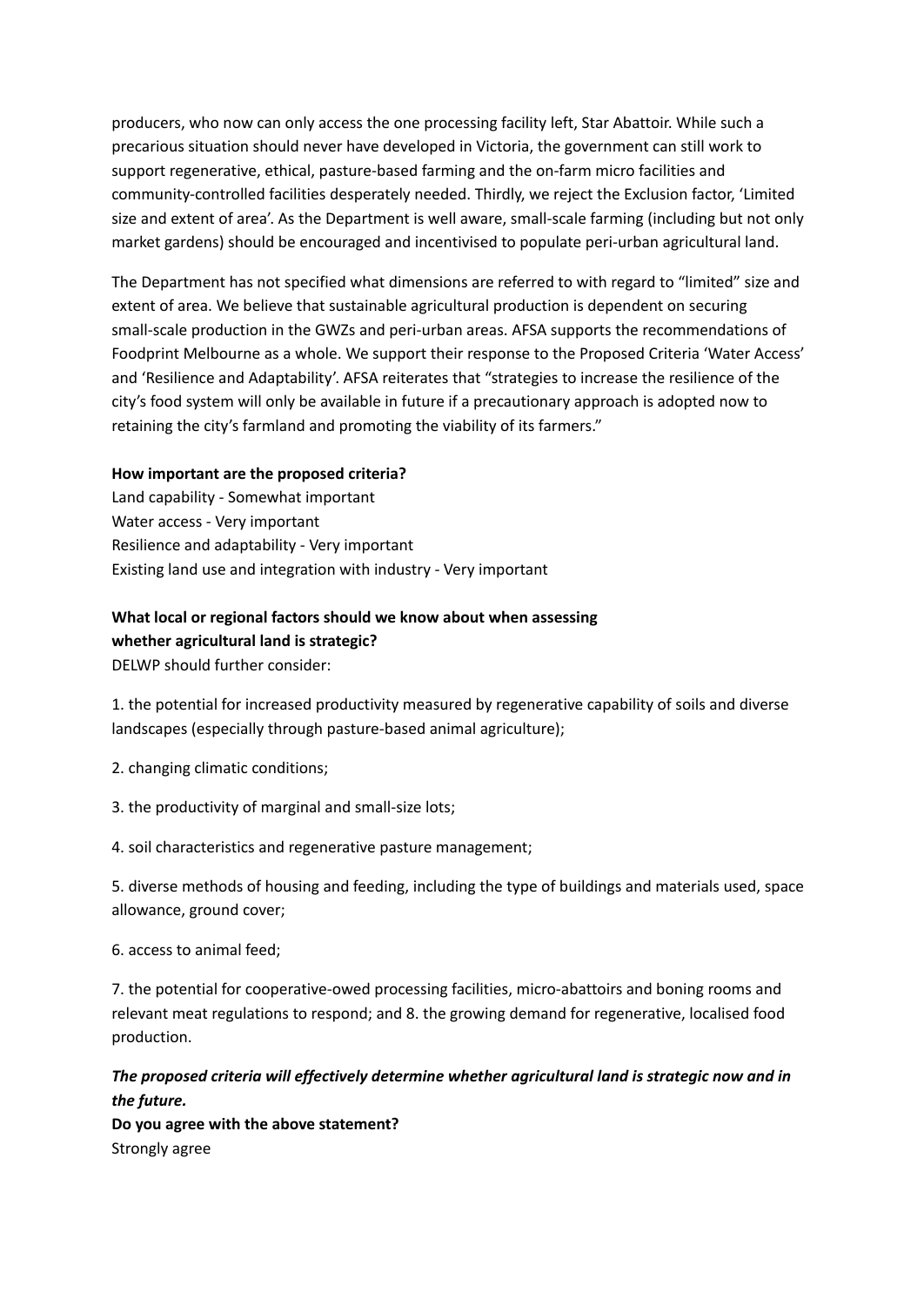producers, who now can only access the one processing facility left, Star Abattoir. While such a precarious situation should never have developed in Victoria, the government can still work to support regenerative, ethical, pasture-based farming and the on-farm micro facilities and community-controlled facilities desperately needed. Thirdly, we reject the Exclusion factor, 'Limited size and extent of area'. As the Department is well aware, small-scale farming (including but not only market gardens) should be encouraged and incentivised to populate peri-urban agricultural land.

The Department has not specified what dimensions are referred to with regard to "limited" size and extent of area. We believe that sustainable agricultural production is dependent on securing small-scale production in the GWZs and peri-urban areas. AFSA supports the recommendations of Foodprint Melbourne as a whole. We support their response to the Proposed Criteria 'Water Access' and 'Resilience and Adaptability'. AFSA reiterates that "strategies to increase the resilience of the city's food system will only be available in future if a precautionary approach is adopted now to retaining the city's farmland and promoting the viability of its farmers."

**How important are the proposed criteria?**

Land capability - Somewhat important
Water access - Very important
Resilience and adaptability - Very important
Existing land use and integration with industry - Very important

**What local or regional factors should we know about when assessing whether agricultural land is strategic?**

DELWP should further consider:

1. the potential for increased productivity measured by regenerative capability of soils and diverse landscapes (especially through pasture-based animal agriculture);

2. changing climatic conditions;

3. the productivity of marginal and small-size lots;

4. soil characteristics and regenerative pasture management;

5. diverse methods of housing and feeding, including the type of buildings and materials used, space allowance, ground cover;

6. access to animal feed;

7. the potential for cooperative-owed processing facilities, micro-abattoirs and boning rooms and relevant meat regulations to respond; and 8. the growing demand for regenerative, localised food production.

***The proposed criteria will effectively determine whether agricultural land is strategic now and in the future.***

**Do you agree with the above statement?**

Strongly agree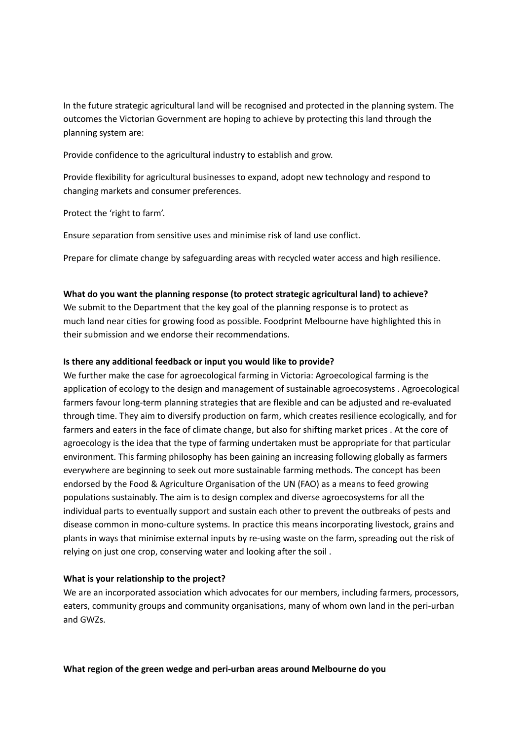In the future strategic agricultural land will be recognised and protected in the planning system. The outcomes the Victorian Government are hoping to achieve by protecting this land through the planning system are:

Provide confidence to the agricultural industry to establish and grow.

Provide flexibility for agricultural businesses to expand, adopt new technology and respond to changing markets and consumer preferences.

Protect the 'right to farm'.

Ensure separation from sensitive uses and minimise risk of land use conflict.

Prepare for climate change by safeguarding areas with recycled water access and high resilience.

**What do you want the planning response (to protect strategic agricultural land) to achieve?**
We submit to the Department that the key goal of the planning response is to protect as much land near cities for growing food as possible. Foodprint Melbourne have highlighted this in their submission and we endorse their recommendations.

**Is there any additional feedback or input you would like to provide?**
We further make the case for agroecological farming in Victoria: Agroecological farming is the application of ecology to the design and management of sustainable agroecosystems . Agroecological farmers favour long-term planning strategies that are flexible and can be adjusted and re-evaluated through time. They aim to diversify production on farm, which creates resilience ecologically, and for farmers and eaters in the face of climate change, but also for shifting market prices . At the core of agroecology is the idea that the type of farming undertaken must be appropriate for that particular environment. This farming philosophy has been gaining an increasing following globally as farmers everywhere are beginning to seek out more sustainable farming methods. The concept has been endorsed by the Food & Agriculture Organisation of the UN (FAO) as a means to feed growing populations sustainably. The aim is to design complex and diverse agroecosystems for all the individual parts to eventually support and sustain each other to prevent the outbreaks of pests and disease common in mono-culture systems. In practice this means incorporating livestock, grains and plants in ways that minimise external inputs by re-using waste on the farm, spreading out the risk of relying on just one crop, conserving water and looking after the soil .

**What is your relationship to the project?**
We are an incorporated association which advocates for our members, including farmers, processors, eaters, community groups and community organisations, many of whom own land in the peri-urban and GWZs.

**What region of the green wedge and peri-urban areas around Melbourne do you**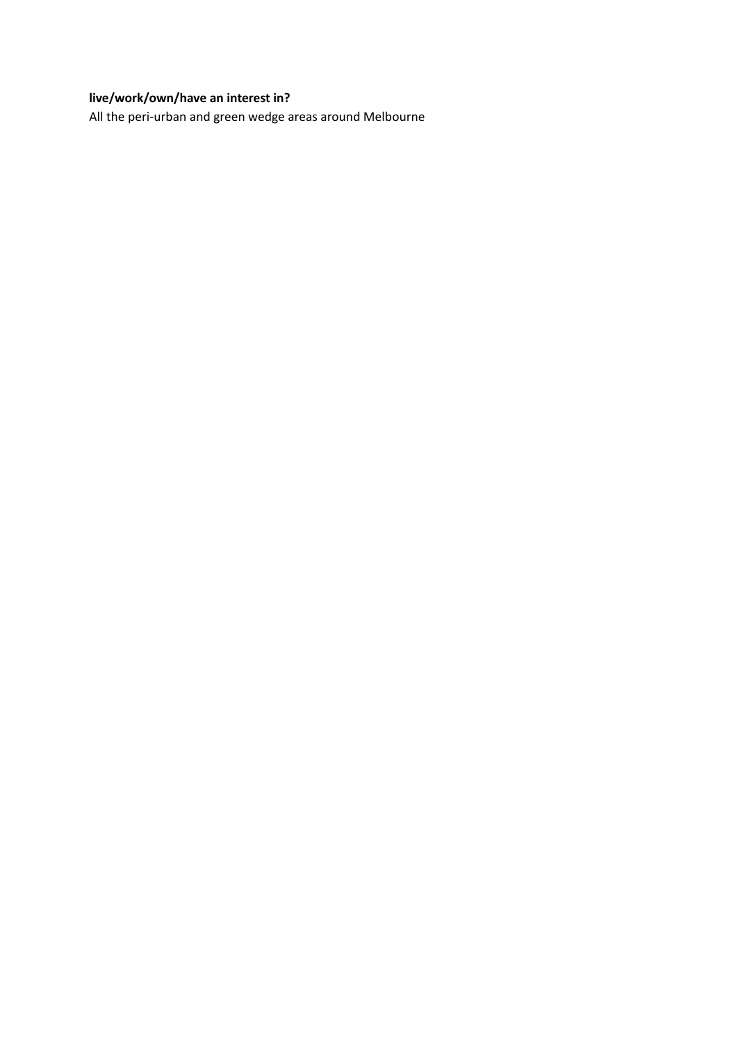**live/work/own/have an interest in?**

All the peri-urban and green wedge areas around Melbourne